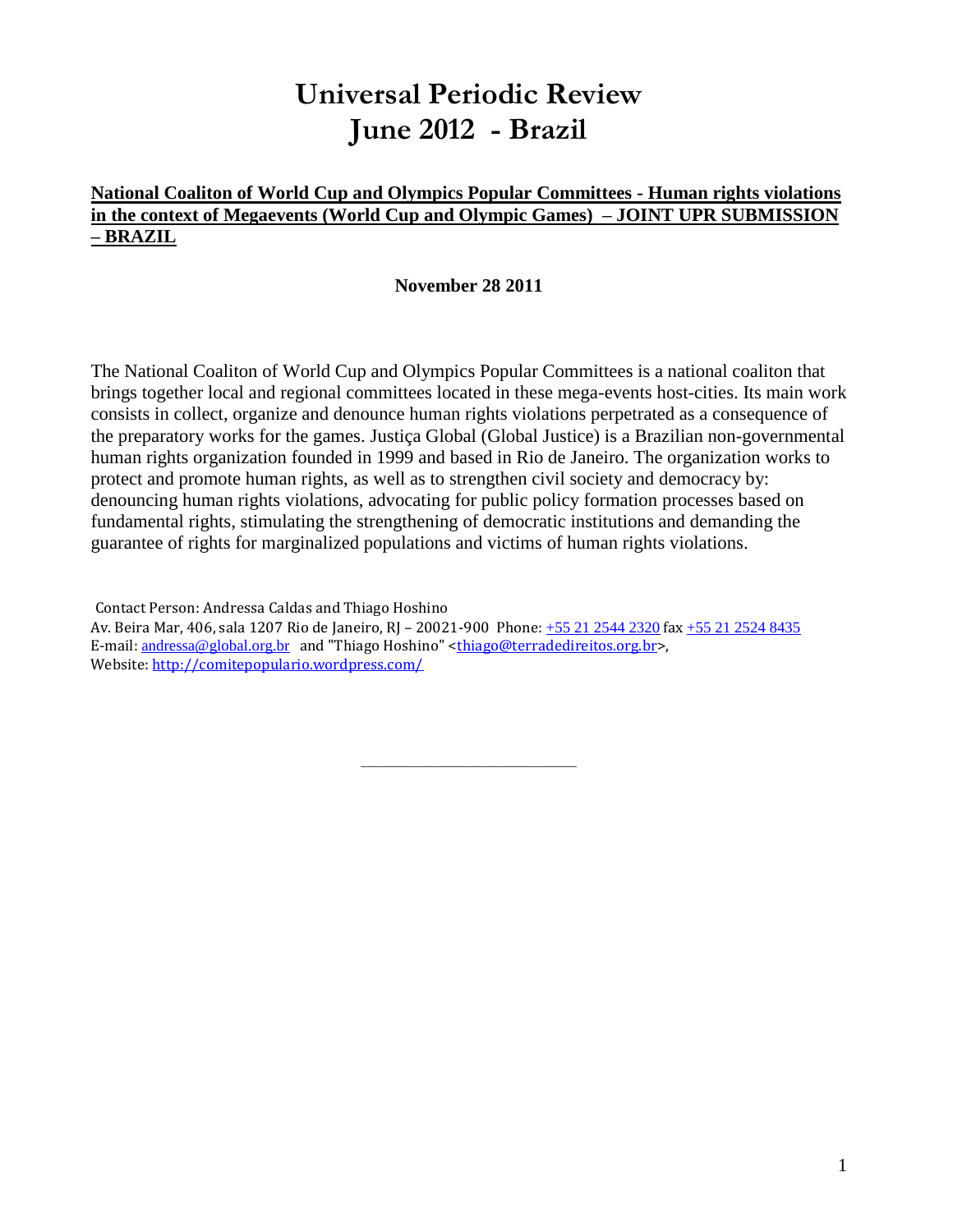# Universal Periodic Review
# June 2012 - Brazil

**National Coaliton of World Cup and Olympics Popular Committees - Human rights violations in the context of Megaevents (World Cup and Olympic Games) – JOINT UPR SUBMISSION – BRAZIL**

**November 28 2011**

The National Coaliton of World Cup and Olympics Popular Committees is a national coaliton that brings together local and regional committees located in these mega-events host-cities. Its main work consists in collect, organize and denounce human rights violations perpetrated as a consequence of the preparatory works for the games. Justiça Global (Global Justice) is a Brazilian non-governmental human rights organization founded in 1999 and based in Rio de Janeiro. The organization works to protect and promote human rights, as well as to strengthen civil society and democracy by: denouncing human rights violations, advocating for public policy formation processes based on fundamental rights, stimulating the strengthening of democratic institutions and demanding the guarantee of rights for marginalized populations and victims of human rights violations.

Contact Person: Andressa Caldas and Thiago Hoshino
Av. Beira Mar, 406, sala 1207 Rio de Janeiro, RJ – 20021-900 Phone: +55 21 2544 2320 fax +55 21 2524 8435
E-mail: andressa@global.org.br and "Thiago Hoshino" <thiago@terradedireitos.org.br>,
Website: http://comitepopulario.wordpress.com/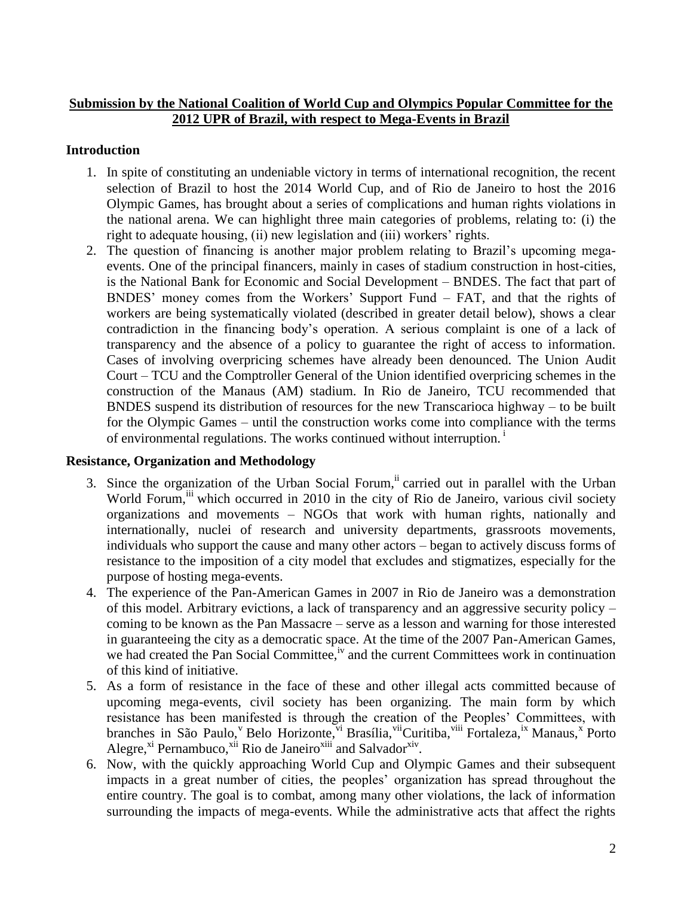**Submission by the National Coalition of World Cup and Olympics Popular Committee for the 2012 UPR of Brazil, with respect to Mega-Events in Brazil**

## Introduction

1. In spite of constituting an undeniable victory in terms of international recognition, the recent selection of Brazil to host the 2014 World Cup, and of Rio de Janeiro to host the 2016 Olympic Games, has brought about a series of complications and human rights violations in the national arena. We can highlight three main categories of problems, relating to: (i) the right to adequate housing, (ii) new legislation and (iii) workers' rights.
2. The question of financing is another major problem relating to Brazil's upcoming mega-events. One of the principal financers, mainly in cases of stadium construction in host-cities, is the National Bank for Economic and Social Development – BNDES. The fact that part of BNDES' money comes from the Workers' Support Fund – FAT, and that the rights of workers are being systematically violated (described in greater detail below), shows a clear contradiction in the financing body's operation. A serious complaint is one of a lack of transparency and the absence of a policy to guarantee the right of access to information. Cases of involving overpricing schemes have already been denounced. The Union Audit Court – TCU and the Comptroller General of the Union identified overpricing schemes in the construction of the Manaus (AM) stadium. In Rio de Janeiro, TCU recommended that BNDES suspend its distribution of resources for the new Transcarioca highway – to be built for the Olympic Games – until the construction works come into compliance with the terms of environmental regulations. The works continued without interruption. [i]

## Resistance, Organization and Methodology

3. Since the organization of the Urban Social Forum,[ii] carried out in parallel with the Urban World Forum,[iii] which occurred in 2010 in the city of Rio de Janeiro, various civil society organizations and movements – NGOs that work with human rights, nationally and internationally, nuclei of research and university departments, grassroots movements, individuals who support the cause and many other actors – began to actively discuss forms of resistance to the imposition of a city model that excludes and stigmatizes, especially for the purpose of hosting mega-events.
4. The experience of the Pan-American Games in 2007 in Rio de Janeiro was a demonstration of this model. Arbitrary evictions, a lack of transparency and an aggressive security policy – coming to be known as the Pan Massacre – serve as a lesson and warning for those interested in guaranteeing the city as a democratic space. At the time of the 2007 Pan-American Games, we had created the Pan Social Committee,[iv] and the current Committees work in continuation of this kind of initiative.
5. As a form of resistance in the face of these and other illegal acts committed because of upcoming mega-events, civil society has been organizing. The main form by which resistance has been manifested is through the creation of the Peoples' Committees, with branches in São Paulo,[v] Belo Horizonte,[vi] Brasília,[vii] Curitiba,[viii] Fortaleza,[ix] Manaus,[x] Porto Alegre,[xi] Pernambuco,[xii] Rio de Janeiro[xiii] and Salvador[xiv].
6. Now, with the quickly approaching World Cup and Olympic Games and their subsequent impacts in a great number of cities, the peoples' organization has spread throughout the entire country. The goal is to combat, among many other violations, the lack of information surrounding the impacts of mega-events. While the administrative acts that affect the rights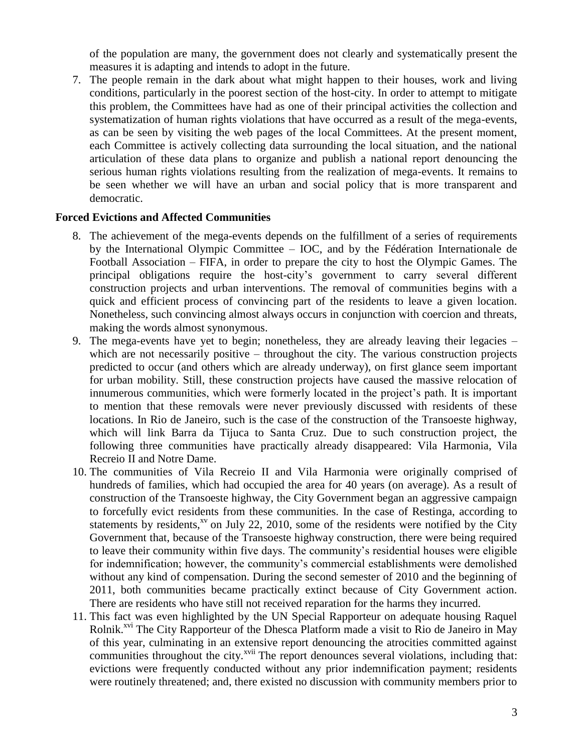of the population are many, the government does not clearly and systematically present the measures it is adapting and intends to adopt in the future.

7. The people remain in the dark about what might happen to their houses, work and living conditions, particularly in the poorest section of the host-city. In order to attempt to mitigate this problem, the Committees have had as one of their principal activities the collection and systematization of human rights violations that have occurred as a result of the mega-events, as can be seen by visiting the web pages of the local Committees. At the present moment, each Committee is actively collecting data surrounding the local situation, and the national articulation of these data plans to organize and publish a national report denouncing the serious human rights violations resulting from the realization of mega-events. It remains to be seen whether we will have an urban and social policy that is more transparent and democratic.

**Forced Evictions and Affected Communities**

8. The achievement of the mega-events depends on the fulfillment of a series of requirements by the International Olympic Committee – IOC, and by the Fédération Internationale de Football Association – FIFA, in order to prepare the city to host the Olympic Games. The principal obligations require the host-city's government to carry several different construction projects and urban interventions. The removal of communities begins with a quick and efficient process of convincing part of the residents to leave a given location. Nonetheless, such convincing almost always occurs in conjunction with coercion and threats, making the words almost synonymous.
9. The mega-events have yet to begin; nonetheless, they are already leaving their legacies – which are not necessarily positive – throughout the city. The various construction projects predicted to occur (and others which are already underway), on first glance seem important for urban mobility. Still, these construction projects have caused the massive relocation of innumerous communities, which were formerly located in the project's path. It is important to mention that these removals were never previously discussed with residents of these locations. In Rio de Janeiro, such is the case of the construction of the Transoeste highway, which will link Barra da Tijuca to Santa Cruz. Due to such construction project, the following three communities have practically already disappeared: Vila Harmonia, Vila Recreio II and Notre Dame.
10. The communities of Vila Recreio II and Vila Harmonia were originally comprised of hundreds of families, which had occupied the area for 40 years (on average). As a result of construction of the Transoeste highway, the City Government began an aggressive campaign to forcefully evict residents from these communities. In the case of Restinga, according to statements by residents,[xv] on July 22, 2010, some of the residents were notified by the City Government that, because of the Transoeste highway construction, there were being required to leave their community within five days. The community's residential houses were eligible for indemnification; however, the community's commercial establishments were demolished without any kind of compensation. During the second semester of 2010 and the beginning of 2011, both communities became practically extinct because of City Government action. There are residents who have still not received reparation for the harms they incurred.
11. This fact was even highlighted by the UN Special Rapporteur on adequate housing Raquel Rolnik.[xvi] The City Rapporteur of the Dhesca Platform made a visit to Rio de Janeiro in May of this year, culminating in an extensive report denouncing the atrocities committed against communities throughout the city.[xvii] The report denounces several violations, including that: evictions were frequently conducted without any prior indemnification payment; residents were routinely threatened; and, there existed no discussion with community members prior to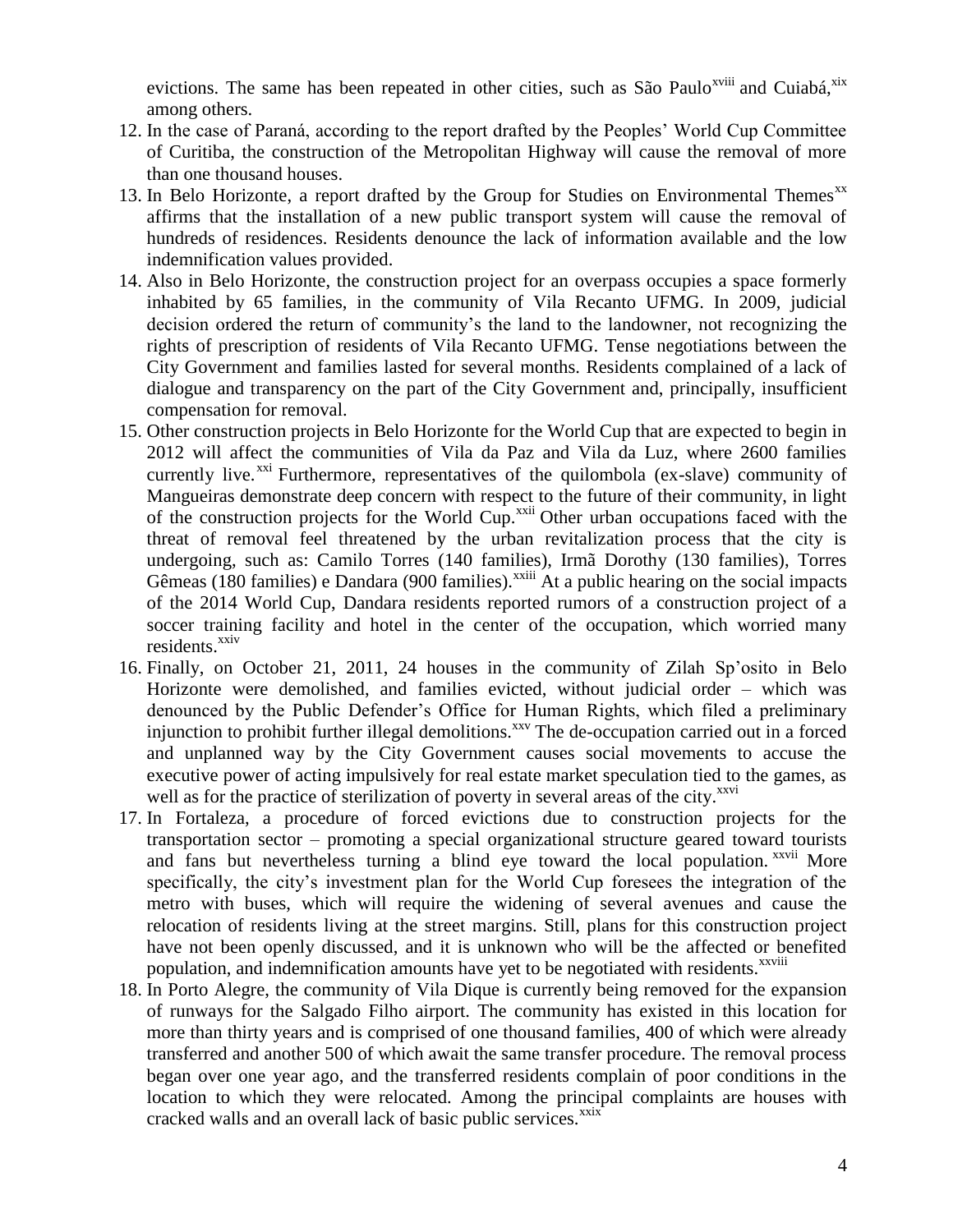evictions. The same has been repeated in other cities, such as São Paulo[xviii] and Cuiabá,[xix] among others.

12. In the case of Paraná, according to the report drafted by the Peoples' World Cup Committee of Curitiba, the construction of the Metropolitan Highway will cause the removal of more than one thousand houses.
13. In Belo Horizonte, a report drafted by the Group for Studies on Environmental Themes[xx] affirms that the installation of a new public transport system will cause the removal of hundreds of residences. Residents denounce the lack of information available and the low indemnification values provided.
14. Also in Belo Horizonte, the construction project for an overpass occupies a space formerly inhabited by 65 families, in the community of Vila Recanto UFMG. In 2009, judicial decision ordered the return of community's the land to the landowner, not recognizing the rights of prescription of residents of Vila Recanto UFMG. Tense negotiations between the City Government and families lasted for several months. Residents complained of a lack of dialogue and transparency on the part of the City Government and, principally, insufficient compensation for removal.
15. Other construction projects in Belo Horizonte for the World Cup that are expected to begin in 2012 will affect the communities of Vila da Paz and Vila da Luz, where 2600 families currently live.[xxi] Furthermore, representatives of the quilombola (ex-slave) community of Mangueiras demonstrate deep concern with respect to the future of their community, in light of the construction projects for the World Cup.[xxii] Other urban occupations faced with the threat of removal feel threatened by the urban revitalization process that the city is undergoing, such as: Camilo Torres (140 families), Irmã Dorothy (130 families), Torres Gêmeas (180 families) e Dandara (900 families).[xxiii] At a public hearing on the social impacts of the 2014 World Cup, Dandara residents reported rumors of a construction project of a soccer training facility and hotel in the center of the occupation, which worried many residents.[xxiv]
16. Finally, on October 21, 2011, 24 houses in the community of Zilah Sp'osito in Belo Horizonte were demolished, and families evicted, without judicial order – which was denounced by the Public Defender's Office for Human Rights, which filed a preliminary injunction to prohibit further illegal demolitions.[xxv] The de-occupation carried out in a forced and unplanned way by the City Government causes social movements to accuse the executive power of acting impulsively for real estate market speculation tied to the games, as well as for the practice of sterilization of poverty in several areas of the city.[xxvi]
17. In Fortaleza, a procedure of forced evictions due to construction projects for the transportation sector – promoting a special organizational structure geared toward tourists and fans but nevertheless turning a blind eye toward the local population.[xxvii] More specifically, the city's investment plan for the World Cup foresees the integration of the metro with buses, which will require the widening of several avenues and cause the relocation of residents living at the street margins. Still, plans for this construction project have not been openly discussed, and it is unknown who will be the affected or benefited population, and indemnification amounts have yet to be negotiated with residents.[xxviii]
18. In Porto Alegre, the community of Vila Dique is currently being removed for the expansion of runways for the Salgado Filho airport. The community has existed in this location for more than thirty years and is comprised of one thousand families, 400 of which were already transferred and another 500 of which await the same transfer procedure. The removal process began over one year ago, and the transferred residents complain of poor conditions in the location to which they were relocated. Among the principal complaints are houses with cracked walls and an overall lack of basic public services.[xxix]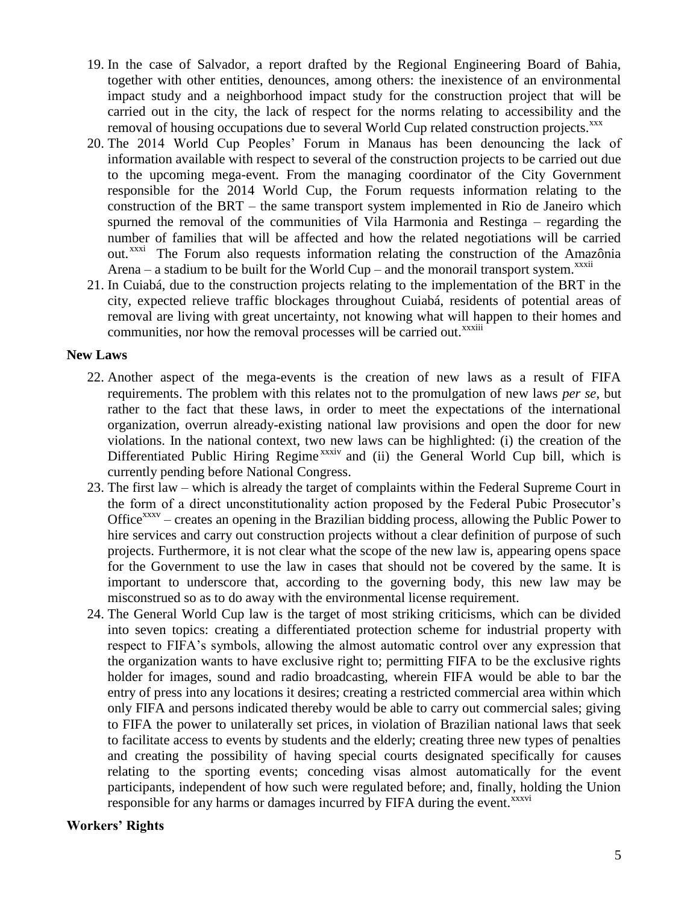19. In the case of Salvador, a report drafted by the Regional Engineering Board of Bahia, together with other entities, denounces, among others: the inexistence of an environmental impact study and a neighborhood impact study for the construction project that will be carried out in the city, the lack of respect for the norms relating to accessibility and the removal of housing occupations due to several World Cup related construction projects.[xxx]
20. The 2014 World Cup Peoples' Forum in Manaus has been denouncing the lack of information available with respect to several of the construction projects to be carried out due to the upcoming mega-event. From the managing coordinator of the City Government responsible for the 2014 World Cup, the Forum requests information relating to the construction of the BRT – the same transport system implemented in Rio de Janeiro which spurned the removal of the communities of Vila Harmonia and Restinga – regarding the number of families that will be affected and how the related negotiations will be carried out.[xxxi] The Forum also requests information relating the construction of the Amazônia Arena – a stadium to be built for the World Cup – and the monorail transport system.[xxxii]
21. In Cuiabá, due to the construction projects relating to the implementation of the BRT in the city, expected relieve traffic blockages throughout Cuiabá, residents of potential areas of removal are living with great uncertainty, not knowing what will happen to their homes and communities, nor how the removal processes will be carried out.[xxxiii]

**New Laws**

22. Another aspect of the mega-events is the creation of new laws as a result of FIFA requirements. The problem with this relates not to the promulgation of new laws *per se*, but rather to the fact that these laws, in order to meet the expectations of the international organization, overrun already-existing national law provisions and open the door for new violations. In the national context, two new laws can be highlighted: (i) the creation of the Differentiated Public Hiring Regime[xxxiv] and (ii) the General World Cup bill, which is currently pending before National Congress.
23. The first law – which is already the target of complaints within the Federal Supreme Court in the form of a direct unconstitutionality action proposed by the Federal Pubic Prosecutor's Office[xxxv] – creates an opening in the Brazilian bidding process, allowing the Public Power to hire services and carry out construction projects without a clear definition of purpose of such projects. Furthermore, it is not clear what the scope of the new law is, appearing opens space for the Government to use the law in cases that should not be covered by the same. It is important to underscore that, according to the governing body, this new law may be misconstrued so as to do away with the environmental license requirement.
24. The General World Cup law is the target of most striking criticisms, which can be divided into seven topics: creating a differentiated protection scheme for industrial property with respect to FIFA's symbols, allowing the almost automatic control over any expression that the organization wants to have exclusive right to; permitting FIFA to be the exclusive rights holder for images, sound and radio broadcasting, wherein FIFA would be able to bar the entry of press into any locations it desires; creating a restricted commercial area within which only FIFA and persons indicated thereby would be able to carry out commercial sales; giving to FIFA the power to unilaterally set prices, in violation of Brazilian national laws that seek to facilitate access to events by students and the elderly; creating three new types of penalties and creating the possibility of having special courts designated specifically for causes relating to the sporting events; conceding visas almost automatically for the event participants, independent of how such were regulated before; and, finally, holding the Union responsible for any harms or damages incurred by FIFA during the event.[xxxvi]

**Workers' Rights**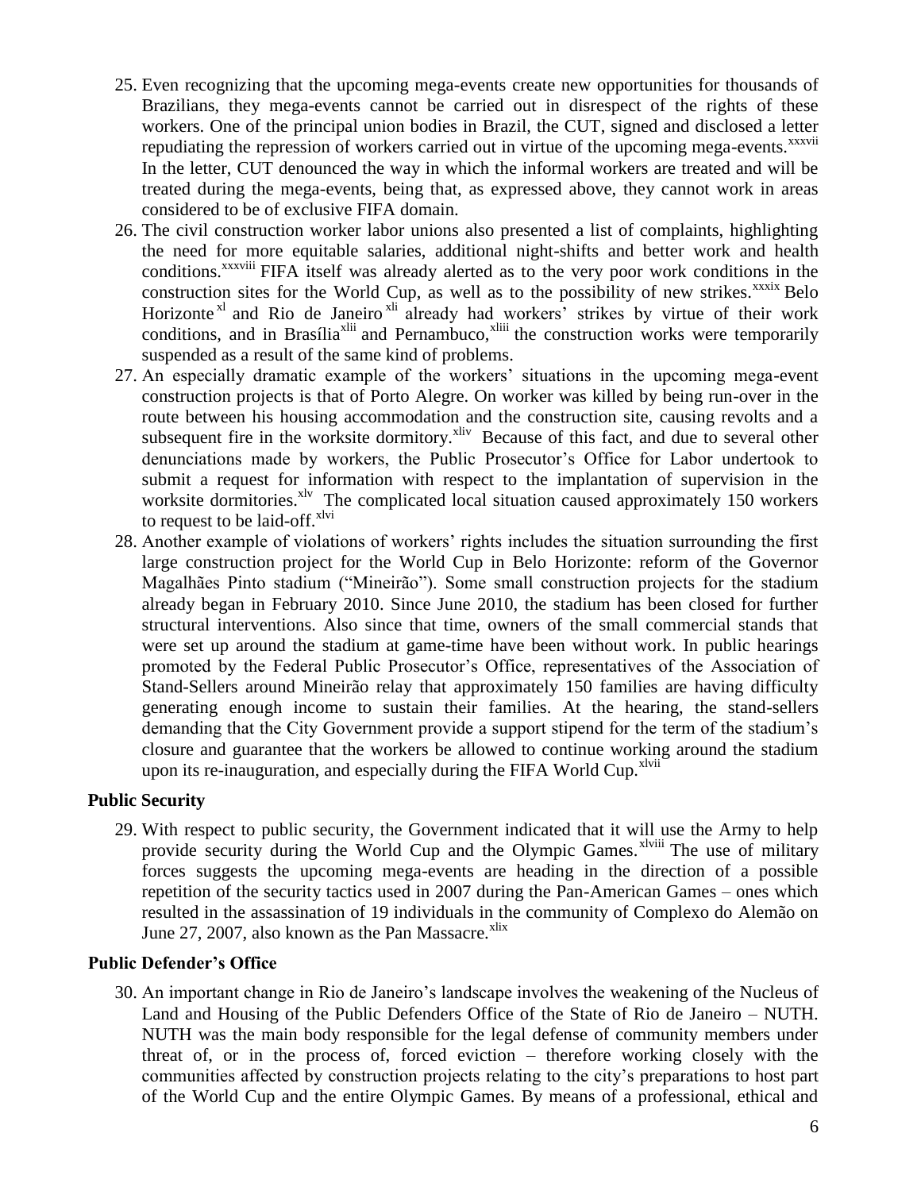25. Even recognizing that the upcoming mega-events create new opportunities for thousands of Brazilians, they mega-events cannot be carried out in disrespect of the rights of these workers. One of the principal union bodies in Brazil, the CUT, signed and disclosed a letter repudiating the repression of workers carried out in virtue of the upcoming mega-events.[xxxvii] In the letter, CUT denounced the way in which the informal workers are treated and will be treated during the mega-events, being that, as expressed above, they cannot work in areas considered to be of exclusive FIFA domain.
26. The civil construction worker labor unions also presented a list of complaints, highlighting the need for more equitable salaries, additional night-shifts and better work and health conditions.[xxxviii] FIFA itself was already alerted as to the very poor work conditions in the construction sites for the World Cup, as well as to the possibility of new strikes.[xxxix] Belo Horizonte[xl] and Rio de Janeiro[xli] already had workers' strikes by virtue of their work conditions, and in Brasília[xlii] and Pernambuco,[xliii] the construction works were temporarily suspended as a result of the same kind of problems.
27. An especially dramatic example of the workers' situations in the upcoming mega-event construction projects is that of Porto Alegre. On worker was killed by being run-over in the route between his housing accommodation and the construction site, causing revolts and a subsequent fire in the worksite dormitory.[xliv] Because of this fact, and due to several other denunciations made by workers, the Public Prosecutor's Office for Labor undertook to submit a request for information with respect to the implantation of supervision in the worksite dormitories.[xlv] The complicated local situation caused approximately 150 workers to request to be laid-off.[xlvi]
28. Another example of violations of workers' rights includes the situation surrounding the first large construction project for the World Cup in Belo Horizonte: reform of the Governor Magalhães Pinto stadium ("Mineirão"). Some small construction projects for the stadium already began in February 2010. Since June 2010, the stadium has been closed for further structural interventions. Also since that time, owners of the small commercial stands that were set up around the stadium at game-time have been without work. In public hearings promoted by the Federal Public Prosecutor's Office, representatives of the Association of Stand-Sellers around Mineirão relay that approximately 150 families are having difficulty generating enough income to sustain their families. At the hearing, the stand-sellers demanding that the City Government provide a support stipend for the term of the stadium's closure and guarantee that the workers be allowed to continue working around the stadium upon its re-inauguration, and especially during the FIFA World Cup.[xlvii]

### Public Security

29. With respect to public security, the Government indicated that it will use the Army to help provide security during the World Cup and the Olympic Games.[xlviii] The use of military forces suggests the upcoming mega-events are heading in the direction of a possible repetition of the security tactics used in 2007 during the Pan-American Games – ones which resulted in the assassination of 19 individuals in the community of Complexo do Alemão on June 27, 2007, also known as the Pan Massacre.[xlix]

### Public Defender's Office

30. An important change in Rio de Janeiro's landscape involves the weakening of the Nucleus of Land and Housing of the Public Defenders Office of the State of Rio de Janeiro – NUTH. NUTH was the main body responsible for the legal defense of community members under threat of, or in the process of, forced eviction – therefore working closely with the communities affected by construction projects relating to the city's preparations to host part of the World Cup and the entire Olympic Games. By means of a professional, ethical and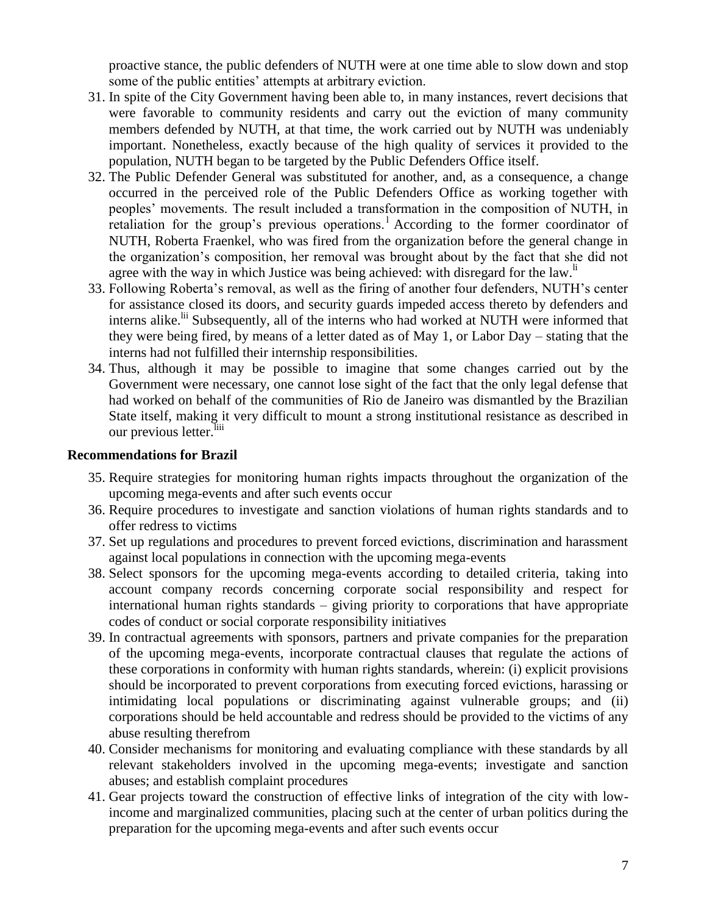proactive stance, the public defenders of NUTH were at one time able to slow down and stop some of the public entities' attempts at arbitrary eviction.

31. In spite of the City Government having been able to, in many instances, revert decisions that were favorable to community residents and carry out the eviction of many community members defended by NUTH, at that time, the work carried out by NUTH was undeniably important. Nonetheless, exactly because of the high quality of services it provided to the population, NUTH began to be targeted by the Public Defenders Office itself.
32. The Public Defender General was substituted for another, and, as a consequence, a change occurred in the perceived role of the Public Defenders Office as working together with peoples' movements. The result included a transformation in the composition of NUTH, in retaliation for the group's previous operations.[l] According to the former coordinator of NUTH, Roberta Fraenkel, who was fired from the organization before the general change in the organization's composition, her removal was brought about by the fact that she did not agree with the way in which Justice was being achieved: with disregard for the law.[li]
33. Following Roberta's removal, as well as the firing of another four defenders, NUTH's center for assistance closed its doors, and security guards impeded access thereto by defenders and interns alike.[lii] Subsequently, all of the interns who had worked at NUTH were informed that they were being fired, by means of a letter dated as of May 1, or Labor Day – stating that the interns had not fulfilled their internship responsibilities.
34. Thus, although it may be possible to imagine that some changes carried out by the Government were necessary, one cannot lose sight of the fact that the only legal defense that had worked on behalf of the communities of Rio de Janeiro was dismantled by the Brazilian State itself, making it very difficult to mount a strong institutional resistance as described in our previous letter.[liii]

## Recommendations for Brazil

35. Require strategies for monitoring human rights impacts throughout the organization of the upcoming mega-events and after such events occur
36. Require procedures to investigate and sanction violations of human rights standards and to offer redress to victims
37. Set up regulations and procedures to prevent forced evictions, discrimination and harassment against local populations in connection with the upcoming mega-events
38. Select sponsors for the upcoming mega-events according to detailed criteria, taking into account company records concerning corporate social responsibility and respect for international human rights standards – giving priority to corporations that have appropriate codes of conduct or social corporate responsibility initiatives
39. In contractual agreements with sponsors, partners and private companies for the preparation of the upcoming mega-events, incorporate contractual clauses that regulate the actions of these corporations in conformity with human rights standards, wherein: (i) explicit provisions should be incorporated to prevent corporations from executing forced evictions, harassing or intimidating local populations or discriminating against vulnerable groups; and (ii) corporations should be held accountable and redress should be provided to the victims of any abuse resulting therefrom
40. Consider mechanisms for monitoring and evaluating compliance with these standards by all relevant stakeholders involved in the upcoming mega-events; investigate and sanction abuses; and establish complaint procedures
41. Gear projects toward the construction of effective links of integration of the city with low-income and marginalized communities, placing such at the center of urban politics during the preparation for the upcoming mega-events and after such events occur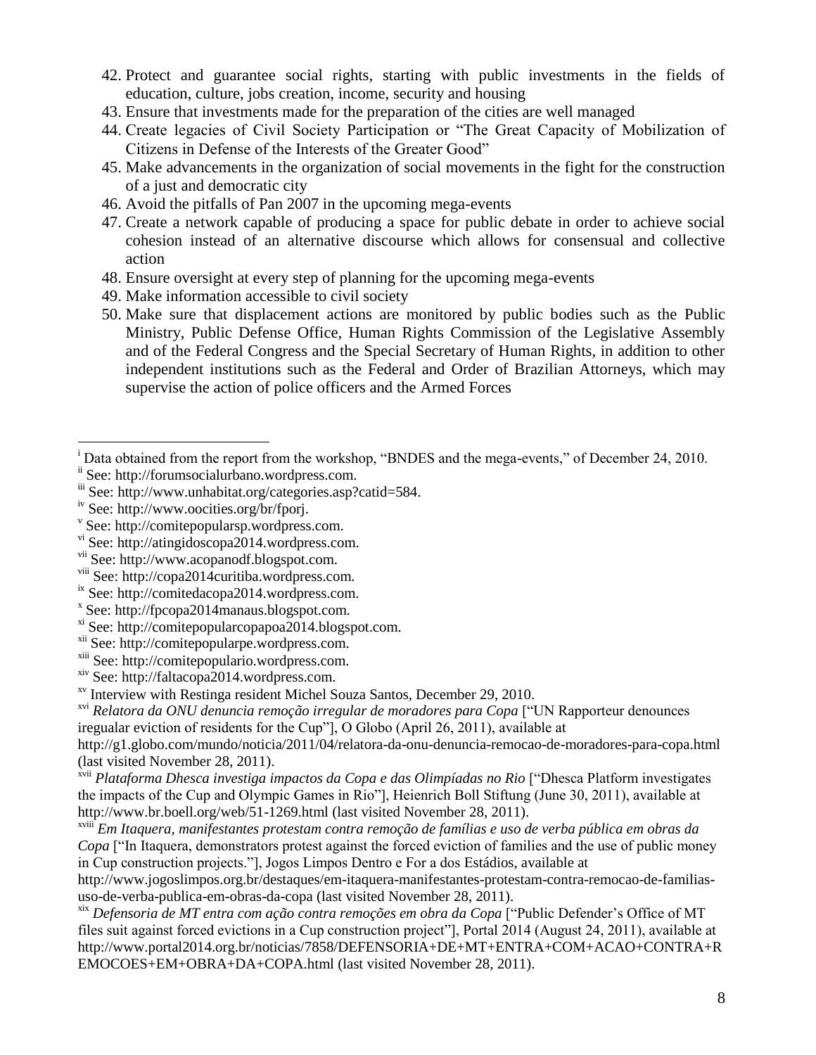42. Protect and guarantee social rights, starting with public investments in the fields of education, culture, jobs creation, income, security and housing
43. Ensure that investments made for the preparation of the cities are well managed
44. Create legacies of Civil Society Participation or "The Great Capacity of Mobilization of Citizens in Defense of the Interests of the Greater Good"
45. Make advancements in the organization of social movements in the fight for the construction of a just and democratic city
46. Avoid the pitfalls of Pan 2007 in the upcoming mega-events
47. Create a network capable of producing a space for public debate in order to achieve social cohesion instead of an alternative discourse which allows for consensual and collective action
48. Ensure oversight at every step of planning for the upcoming mega-events
49. Make information accessible to civil society
50. Make sure that displacement actions are monitored by public bodies such as the Public Ministry, Public Defense Office, Human Rights Commission of the Legislative Assembly and of the Federal Congress and the Special Secretary of Human Rights, in addition to other independent institutions such as the Federal and Order of Brazilian Attorneys, which may supervise the action of police officers and the Armed Forces

---

[i] Data obtained from the report from the workshop, "BNDES and the mega-events," of December 24, 2010.

[ii] See: http://forumsocialurbano.wordpress.com.

[iii] See: http://www.unhabitat.org/categories.asp?catid=584.

[iv] See: http://www.oocities.org/br/fporj.

[v] See: http://comitepopularsp.wordpress.com.

[vi] See: http://atingidoscopa2014.wordpress.com.

[vii] See: http://www.acopanodf.blogspot.com.

[viii] See: http://copa2014curitiba.wordpress.com.

[ix] See: http://comitedacopa2014.wordpress.com.

[x] See: http://fpcopa2014manaus.blogspot.com.

[xi] See: http://comitepopularcopapoa2014.blogspot.com.

[xii] See: http://comitepopularpe.wordpress.com.

[xiii] See: http://comitepopulario.wordpress.com.

[xiv] See: http://faltacopa2014.wordpress.com.

[xv] Interview with Restinga resident Michel Souza Santos, December 29, 2010.

[xvi] *Relatora da ONU denuncia remoção irregular de moradores para Copa* ["UN Rapporteur denounces iregualar eviction of residents for the Cup"], O Globo (April 26, 2011), available at http://g1.globo.com/mundo/noticia/2011/04/relatora-da-onu-denuncia-remocao-de-moradores-para-copa.html (last visited November 28, 2011).

[xvii] *Plataforma Dhesca investiga impactos da Copa e das Olimpíadas no Rio* ["Dhesca Platform investigates the impacts of the Cup and Olympic Games in Rio"], Heienrich Boll Stiftung (June 30, 2011), available at http://www.br.boell.org/web/51-1269.html (last visited November 28, 2011).

[xviii] *Em Itaquera, manifestantes protestam contra remoção de famílias e uso de verba pública em obras da Copa* ["In Itaquera, demonstrators protest against the forced eviction of families and the use of public money in Cup construction projects."], Jogos Limpos Dentro e For a dos Estádios, available at http://www.jogoslimpos.org.br/destaques/em-itaquera-manifestantes-protestam-contra-remocao-de-familias-uso-de-verba-publica-em-obras-da-copa (last visited November 28, 2011).

[xix] *Defensoria de MT entra com ação contra remoções em obra da Copa* ["Public Defender's Office of MT files suit against forced evictions in a Cup construction project"], Portal 2014 (August 24, 2011), available at http://www.portal2014.org.br/noticias/7858/DEFENSORIA+DE+MT+ENTRA+COM+ACAO+CONTRA+REMOCOES+EM+OBRA+DA+COPA.html (last visited November 28, 2011).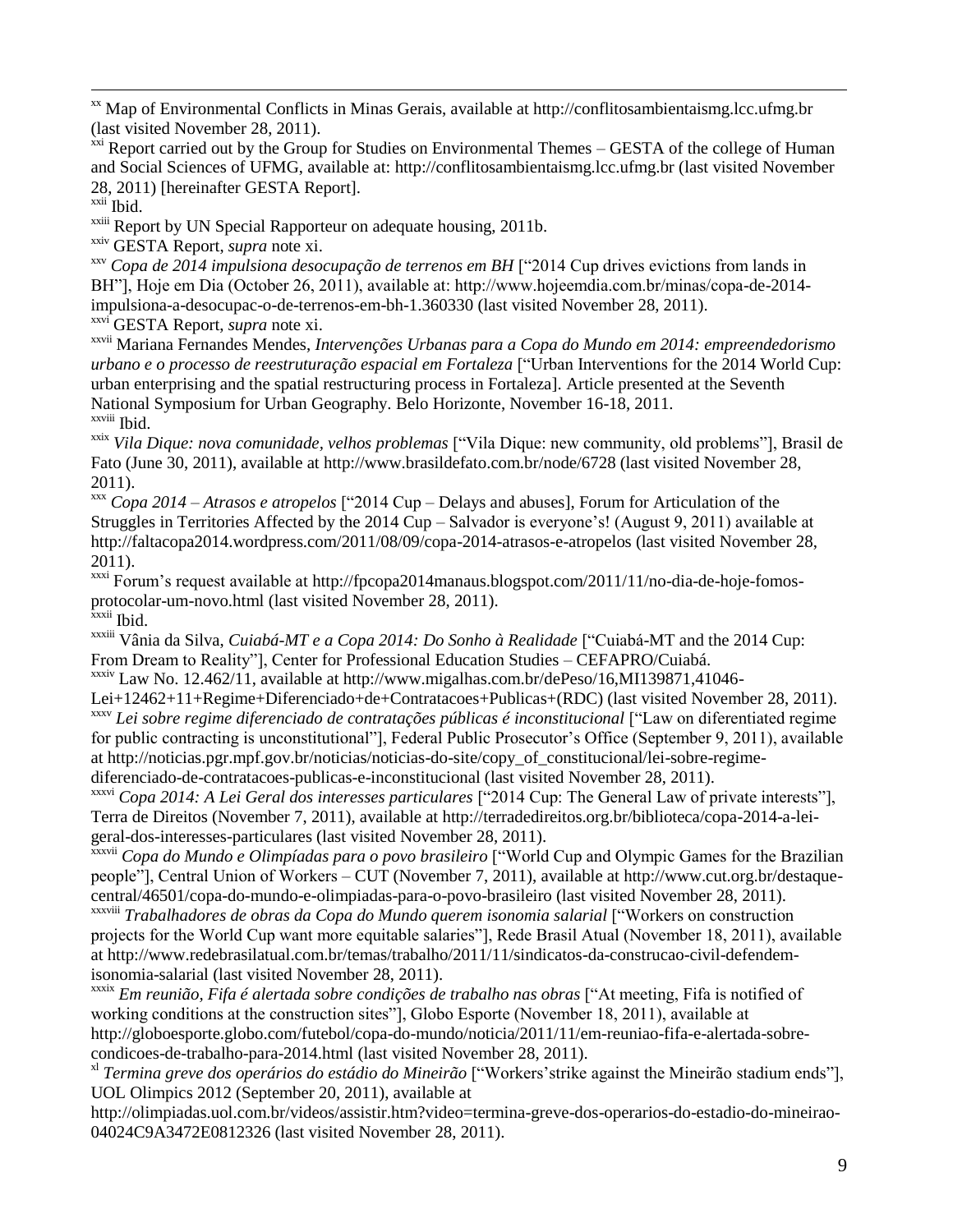[xx] Map of Environmental Conflicts in Minas Gerais, available at http://conflitosambientaismg.lcc.ufmg.br (last visited November 28, 2011).

[xxi] Report carried out by the Group for Studies on Environmental Themes – GESTA of the college of Human and Social Sciences of UFMG, available at: http://conflitosambientaismg.lcc.ufmg.br (last visited November 28, 2011) [hereinafter GESTA Report].

[xxii] Ibid.

[xxiii] Report by UN Special Rapporteur on adequate housing, 2011b.

[xxiv] GESTA Report, *supra* note xi.

[xxv] *Copa de 2014 impulsiona desocupação de terrenos em BH* ["2014 Cup drives evictions from lands in BH"], Hoje em Dia (October 26, 2011), available at: http://www.hojeemdia.com.br/minas/copa-de-2014-impulsiona-a-desocupac-o-de-terrenos-em-bh-1.360330 (last visited November 28, 2011).

[xxvi] GESTA Report, *supra* note xi.

[xxvii] Mariana Fernandes Mendes, *Intervenções Urbanas para a Copa do Mundo em 2014: empreendedorismo urbano e o processo de reestruturação espacial em Fortaleza* ["Urban Interventions for the 2014 World Cup: urban enterprising and the spatial restructuring process in Fortaleza]. Article presented at the Seventh National Symposium for Urban Geography. Belo Horizonte, November 16-18, 2011.

[xxviii] Ibid.

[xxix] *Vila Dique: nova comunidade, velhos problemas* ["Vila Dique: new community, old problems"], Brasil de Fato (June 30, 2011), available at http://www.brasildefato.com.br/node/6728 (last visited November 28, 2011).

[xxx] *Copa 2014 – Atrasos e atropelos* ["2014 Cup – Delays and abuses], Forum for Articulation of the Struggles in Territories Affected by the 2014 Cup – Salvador is everyone's! (August 9, 2011) available at http://faltacopa2014.wordpress.com/2011/08/09/copa-2014-atrasos-e-atropelos (last visited November 28, 2011).

[xxxi] Forum's request available at http://fpcopa2014manaus.blogspot.com/2011/11/no-dia-de-hoje-fomos-protocolar-um-novo.html (last visited November 28, 2011).

[xxxii] Ibid.

[xxxiii] Vânia da Silva, *Cuiabá-MT e a Copa 2014: Do Sonho à Realidade* ["Cuiabá-MT and the 2014 Cup: From Dream to Reality"], Center for Professional Education Studies – CEFAPRO/Cuiabá.

[xxxiv] Law No. 12.462/11, available at http://www.migalhas.com.br/dePeso/16,MI139871,41046-Lei+12462+11+Regime+Diferenciado+de+Contratacoes+Publicas+(RDC) (last visited November 28, 2011).

[xxxv] *Lei sobre regime diferenciado de contratações públicas é inconstitucional* ["Law on diferentiated regime for public contracting is unconstitutional"], Federal Public Prosecutor's Office (September 9, 2011), available at http://noticias.pgr.mpf.gov.br/noticias/noticias-do-site/copy_of_constitucional/lei-sobre-regime-diferenciado-de-contratacoes-publicas-e-inconstitucional (last visited November 28, 2011).

[xxxvi] *Copa 2014: A Lei Geral dos interesses particulares* ["2014 Cup: The General Law of private interests"], Terra de Direitos (November 7, 2011), available at http://terradedireitos.org.br/biblioteca/copa-2014-a-lei-geral-dos-interesses-particulares (last visited November 28, 2011).

[xxxvii] *Copa do Mundo e Olimpíadas para o povo brasileiro* ["World Cup and Olympic Games for the Brazilian people"], Central Union of Workers – CUT (November 7, 2011), available at http://www.cut.org.br/destaque-central/46501/copa-do-mundo-e-olimpiadas-para-o-povo-brasileiro (last visited November 28, 2011).

[xxxviii] *Trabalhadores de obras da Copa do Mundo querem isonomia salarial* ["Workers on construction projects for the World Cup want more equitable salaries"], Rede Brasil Atual (November 18, 2011), available at http://www.redebrasilatual.com.br/temas/trabalho/2011/11/sindicatos-da-construcao-civil-defendem-isonomia-salarial (last visited November 28, 2011).

[xxxix] *Em reunião, Fifa é alertada sobre condições de trabalho nas obras* ["At meeting, Fifa is notified of working conditions at the construction sites"], Globo Esporte (November 18, 2011), available at http://globoesporte.globo.com/futebol/copa-do-mundo/noticia/2011/11/em-reuniao-fifa-e-alertada-sobre-condicoes-de-trabalho-para-2014.html (last visited November 28, 2011).

[xl] *Termina greve dos operários do estádio do Mineirão* ["Workers'strike against the Mineirão stadium ends"], UOL Olimpics 2012 (September 20, 2011), available at http://olimpiadas.uol.com.br/videos/assistir.htm?video=termina-greve-dos-operarios-do-estadio-do-mineirao-04024C9A3472E0812326 (last visited November 28, 2011).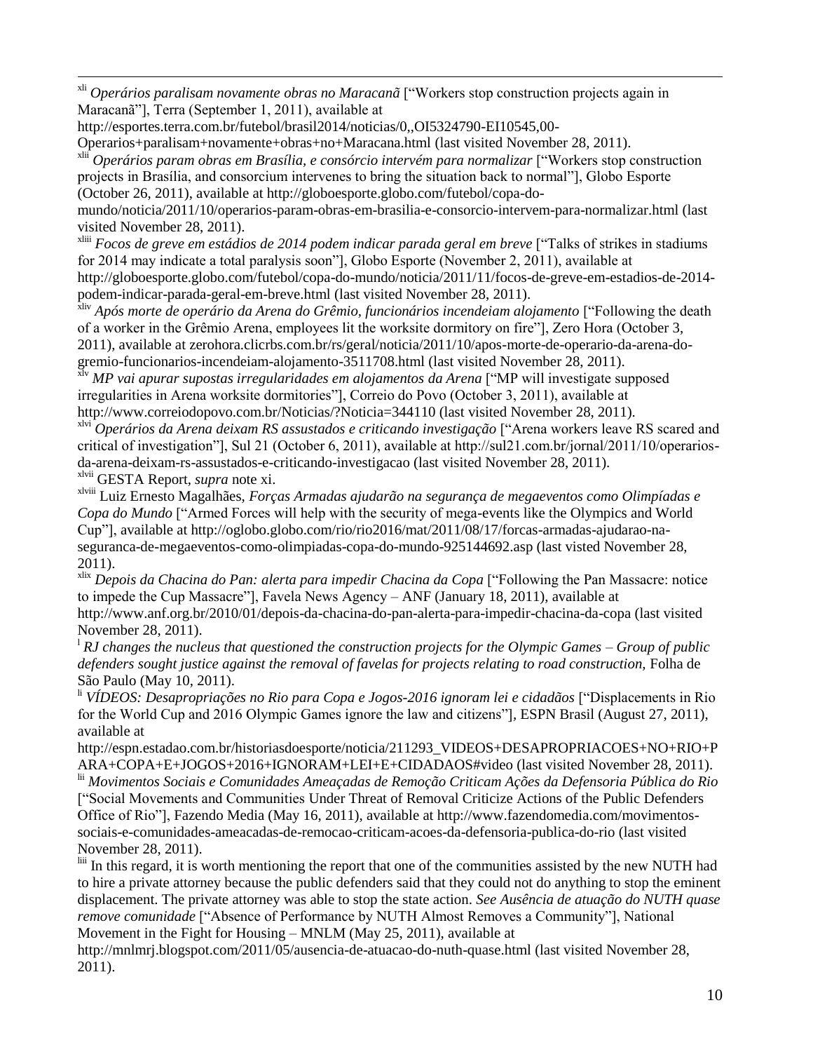[xli] *Operários paralisam novamente obras no Maracanã* ["Workers stop construction projects again in Maracanã"], Terra (September 1, 2011), available at http://esportes.terra.com.br/futebol/brasil2014/noticias/0,,OI5324790-EI10545,00-Operarios+paralisam+novamente+obras+no+Maracana.html (last visited November 28, 2011).

[xlii] *Operários param obras em Brasília, e consórcio intervém para normalizar* ["Workers stop construction projects in Brasília, and consorcium intervenes to bring the situation back to normal"], Globo Esporte (October 26, 2011), available at http://globoesporte.globo.com/futebol/copa-do-mundo/noticia/2011/10/operarios-param-obras-em-brasilia-e-consorcio-intervem-para-normalizar.html (last visited November 28, 2011).

[xliii] *Focos de greve em estádios de 2014 podem indicar parada geral em breve* ["Talks of strikes in stadiums for 2014 may indicate a total paralysis soon"], Globo Esporte (November 2, 2011), available at http://globoesporte.globo.com/futebol/copa-do-mundo/noticia/2011/11/focos-de-greve-em-estadios-de-2014-podem-indicar-parada-geral-em-breve.html (last visited November 28, 2011).

[xliv] *Após morte de operário da Arena do Grêmio, funcionários incendeiam alojamento* ["Following the death of a worker in the Grêmio Arena, employees lit the worksite dormitory on fire"], Zero Hora (October 3, 2011), available at zerohora.clicrbs.com.br/rs/geral/noticia/2011/10/apos-morte-de-operario-da-arena-do-gremio-funcionarios-incendeiam-alojamento-3511708.html (last visited November 28, 2011).

[xlv] *MP vai apurar supostas irregularidades em alojamentos da Arena* ["MP will investigate supposed irregularities in Arena worksite dormitories"], Correio do Povo (October 3, 2011), available at http://www.correiodopovo.com.br/Noticias/?Noticia=344110 (last visited November 28, 2011).

[xlvi] *Operários da Arena deixam RS assustados e criticando investigação* ["Arena workers leave RS scared and critical of investigation"], Sul 21 (October 6, 2011), available at http://sul21.com.br/jornal/2011/10/operarios-da-arena-deixam-rs-assustados-e-criticando-investigacao (last visited November 28, 2011).

[xlvii] GESTA Report, *supra* note xi.

[xlviii] Luiz Ernesto Magalhães, *Forças Armadas ajudarão na segurança de megaeventos como Olimpíadas e Copa do Mundo* ["Armed Forces will help with the security of mega-events like the Olympics and World Cup"], available at http://oglobo.globo.com/rio/rio2016/mat/2011/08/17/forcas-armadas-ajudarao-na-seguranca-de-megaeventos-como-olimpiadas-copa-do-mundo-925144692.asp (last visted November 28, 2011).

[xlix] *Depois da Chacina do Pan: alerta para impedir Chacina da Copa* ["Following the Pan Massacre: notice to impede the Cup Massacre"], Favela News Agency – ANF (January 18, 2011), available at http://www.anf.org.br/2010/01/depois-da-chacina-do-pan-alerta-para-impedir-chacina-da-copa (last visited November 28, 2011).

[l] *RJ changes the nucleus that questioned the construction projects for the Olympic Games – Group of public defenders sought justice against the removal of favelas for projects relating to road construction,* Folha de São Paulo (May 10, 2011).

[li] *VÍDEOS: Desapropriações no Rio para Copa e Jogos-2016 ignoram lei e cidadãos* ["Displacements in Rio for the World Cup and 2016 Olympic Games ignore the law and citizens"], ESPN Brasil (August 27, 2011), available at http://espn.estadao.com.br/historiasdoesporte/noticia/211293_VIDEOS+DESAPROPRIACOES+NO+RIO+PARA+COPA+E+JOGOS+2016+IGNORAM+LEI+E+CIDADAOS#video (last visited November 28, 2011).

[lii] *Movimentos Sociais e Comunidades Ameaçadas de Remoção Criticam Ações da Defensoria Pública do Rio* ["Social Movements and Communities Under Threat of Removal Criticize Actions of the Public Defenders Office of Rio"], Fazendo Media (May 16, 2011), available at http://www.fazendomedia.com/movimentos-sociais-e-comunidades-ameacadas-de-remocao-criticam-acoes-da-defensoria-publica-do-rio (last visited November 28, 2011).

[liii] In this regard, it is worth mentioning the report that one of the communities assisted by the new NUTH had to hire a private attorney because the public defenders said that they could not do anything to stop the eminent displacement. The private attorney was able to stop the state action. *See Ausência de atuação do NUTH quase remove comunidade* ["Absence of Performance by NUTH Almost Removes a Community"], National Movement in the Fight for Housing – MNLM (May 25, 2011), available at http://mnlmrj.blogspot.com/2011/05/ausencia-de-atuacao-do-nuth-quase.html (last visited November 28, 2011).